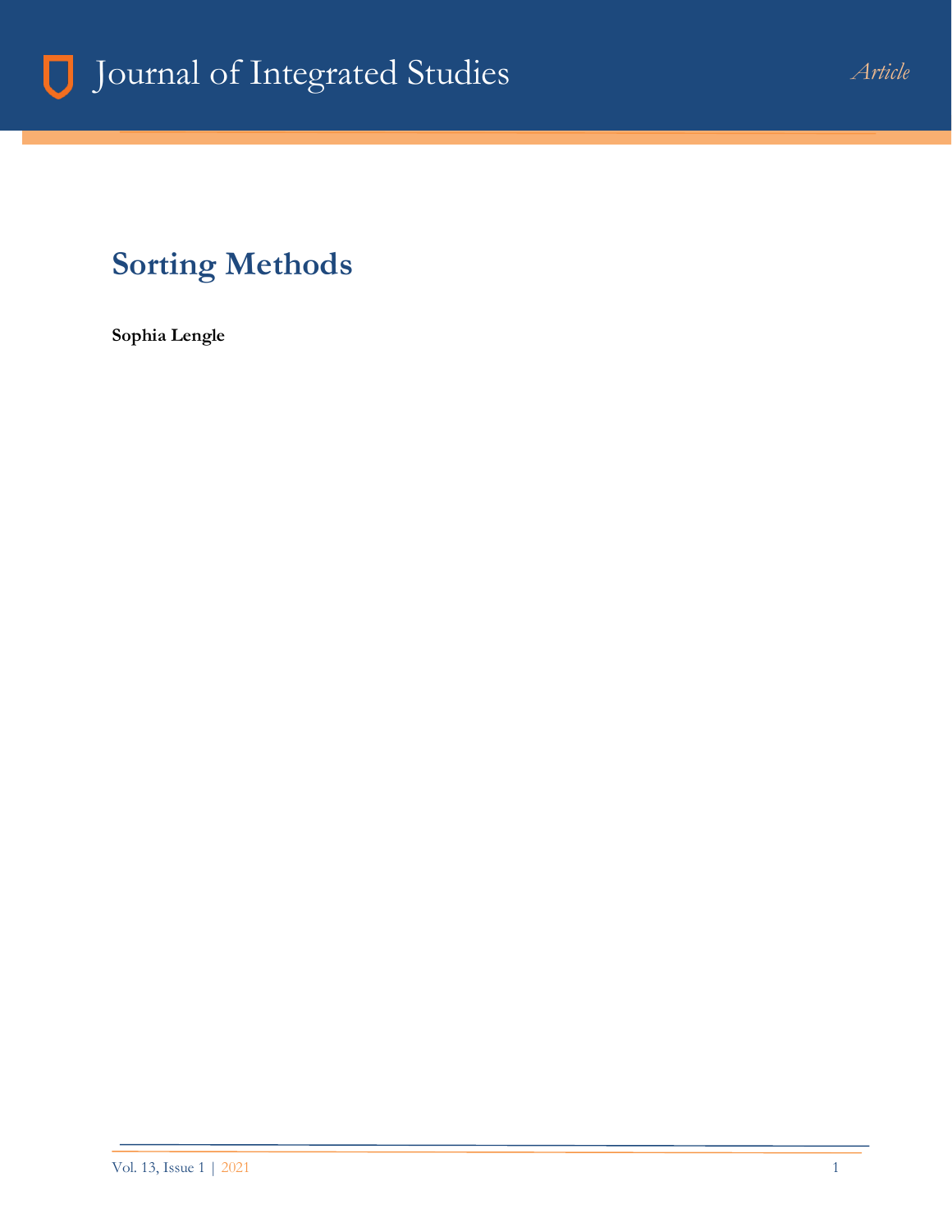# Sorting Methods

**Sophia Lengle**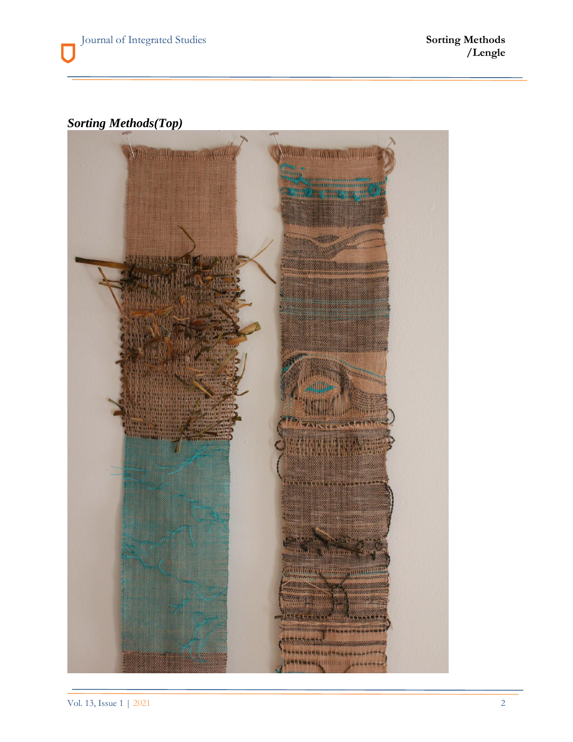***Sorting Methods(Top)***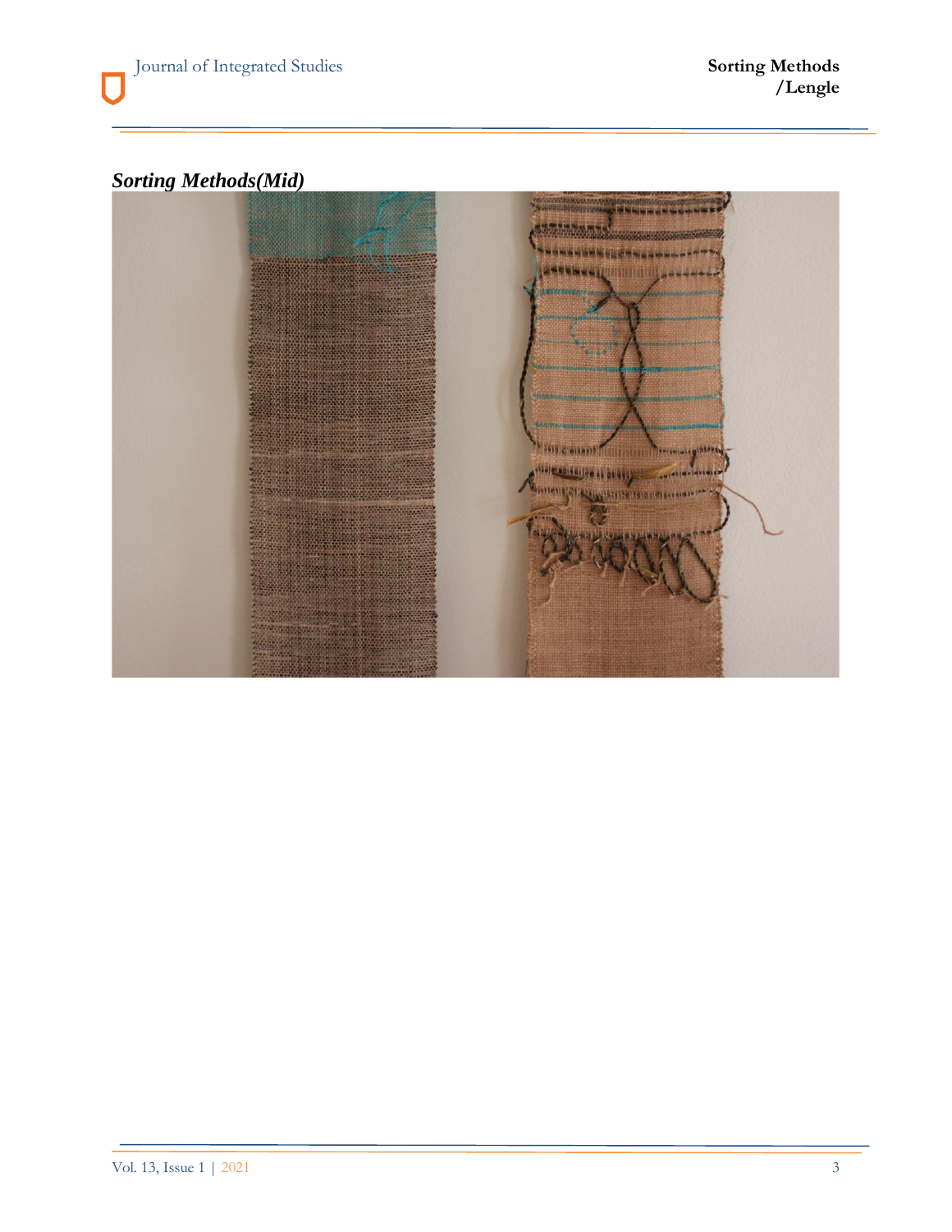***Sorting Methods(Mid)***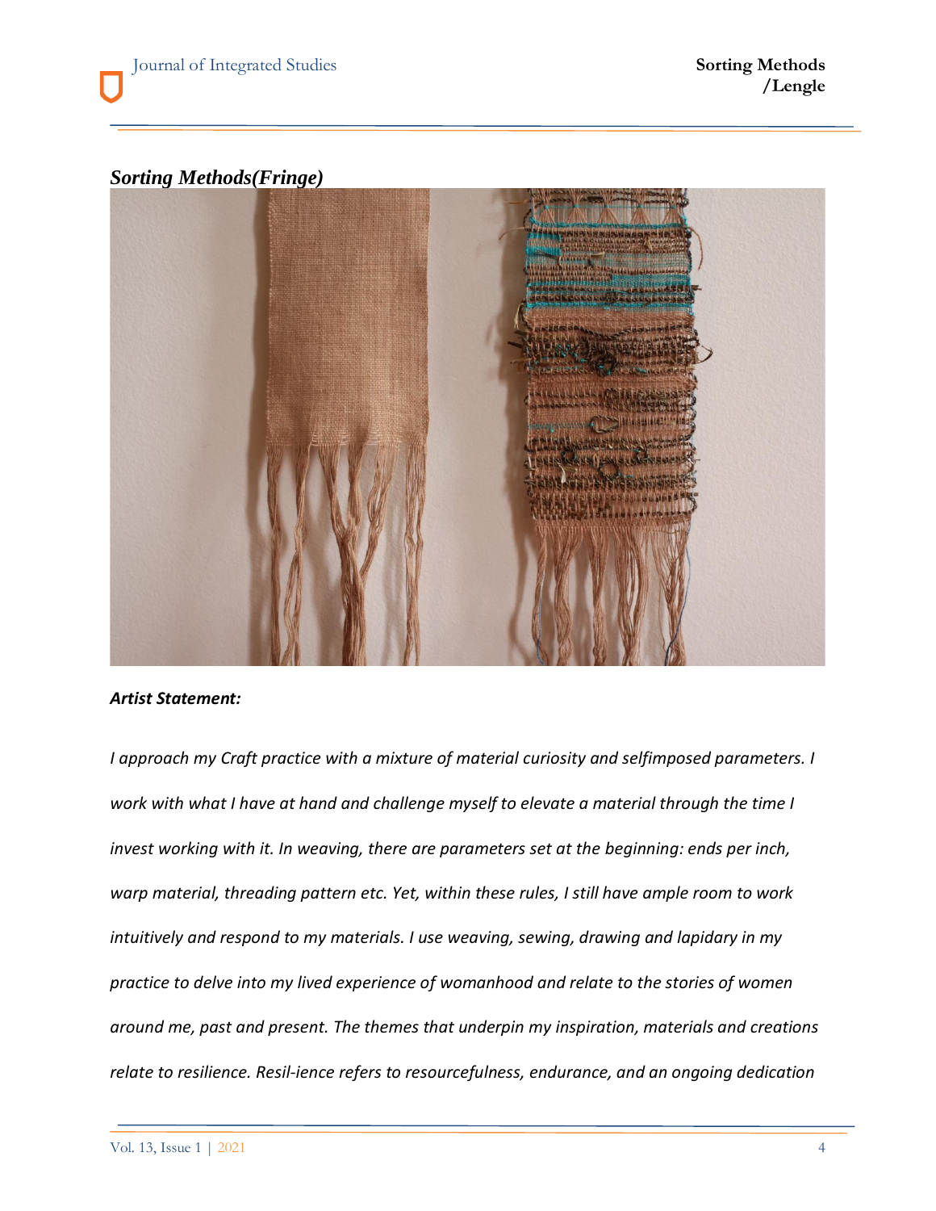***Sorting Methods(Fringe)***

***Artist Statement:***

*I approach my Craft practice with a mixture of material curiosity and selfimposed parameters. I work with what I have at hand and challenge myself to elevate a material through the time I invest working with it. In weaving, there are parameters set at the beginning: ends per inch, warp material, threading pattern etc. Yet, within these rules, I still have ample room to work intuitively and respond to my materials. I use weaving, sewing, drawing and lapidary in my practice to delve into my lived experience of womanhood and relate to the stories of women around me, past and present. The themes that underpin my inspiration, materials and creations relate to resilience. Resil-ience refers to resourcefulness, endurance, and an ongoing dedication*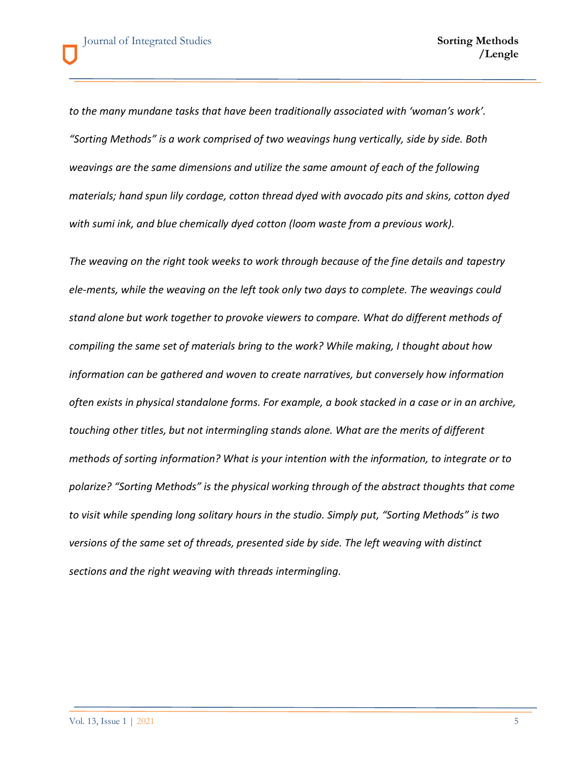*to the many mundane tasks that have been traditionally associated with 'woman's work'. "Sorting Methods" is a work comprised of two weavings hung vertically, side by side. Both weavings are the same dimensions and utilize the same amount of each of the following materials; hand spun lily cordage, cotton thread dyed with avocado pits and skins, cotton dyed with sumi ink, and blue chemically dyed cotton (loom waste from a previous work).*

*The weaving on the right took weeks to work through because of the fine details and tapestry ele-ments, while the weaving on the left took only two days to complete. The weavings could stand alone but work together to provoke viewers to compare. What do different methods of compiling the same set of materials bring to the work? While making, I thought about how information can be gathered and woven to create narratives, but conversely how information often exists in physical standalone forms. For example, a book stacked in a case or in an archive, touching other titles, but not intermingling stands alone. What are the merits of different methods of sorting information? What is your intention with the information, to integrate or to polarize? "Sorting Methods" is the physical working through of the abstract thoughts that come to visit while spending long solitary hours in the studio. Simply put, "Sorting Methods" is two versions of the same set of threads, presented side by side. The left weaving with distinct sections and the right weaving with threads intermingling.*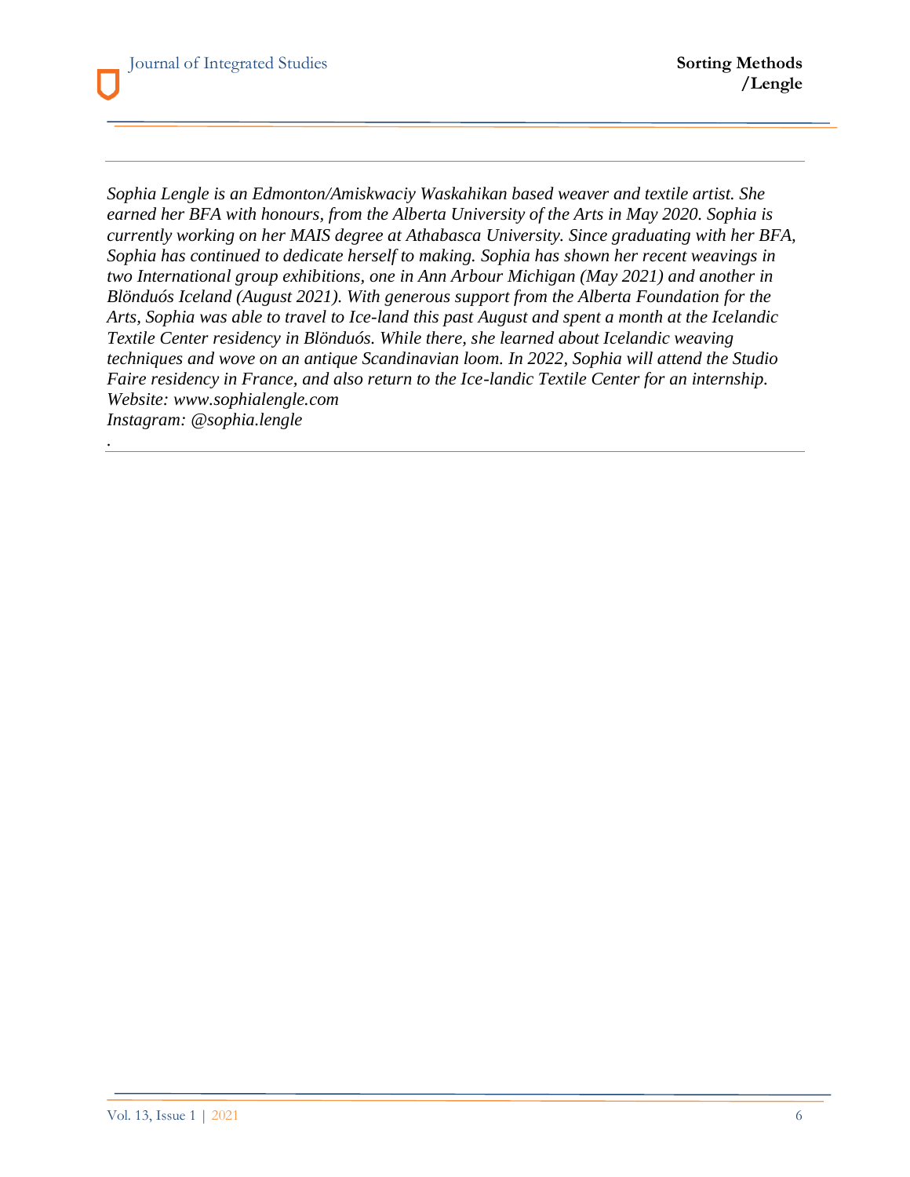---

*Sophia Lengle is an Edmonton/Amiskwaciy Waskahikan based weaver and textile artist. She earned her BFA with honours, from the Alberta University of the Arts in May 2020. Sophia is currently working on her MAIS degree at Athabasca University. Since graduating with her BFA, Sophia has continued to dedicate herself to making. Sophia has shown her recent weavings in two International group exhibitions, one in Ann Arbour Michigan (May 2021) and another in Blönduós Iceland (August 2021). With generous support from the Alberta Foundation for the Arts, Sophia was able to travel to Ice-land this past August and spent a month at the Icelandic Textile Center residency in Blönduós. While there, she learned about Icelandic weaving techniques and wove on an antique Scandinavian loom. In 2022, Sophia will attend the Studio Faire residency in France, and also return to the Ice-landic Textile Center for an internship.*
*Website: www.sophialengle.com*
*Instagram: @sophia.lengle*
*.*

---